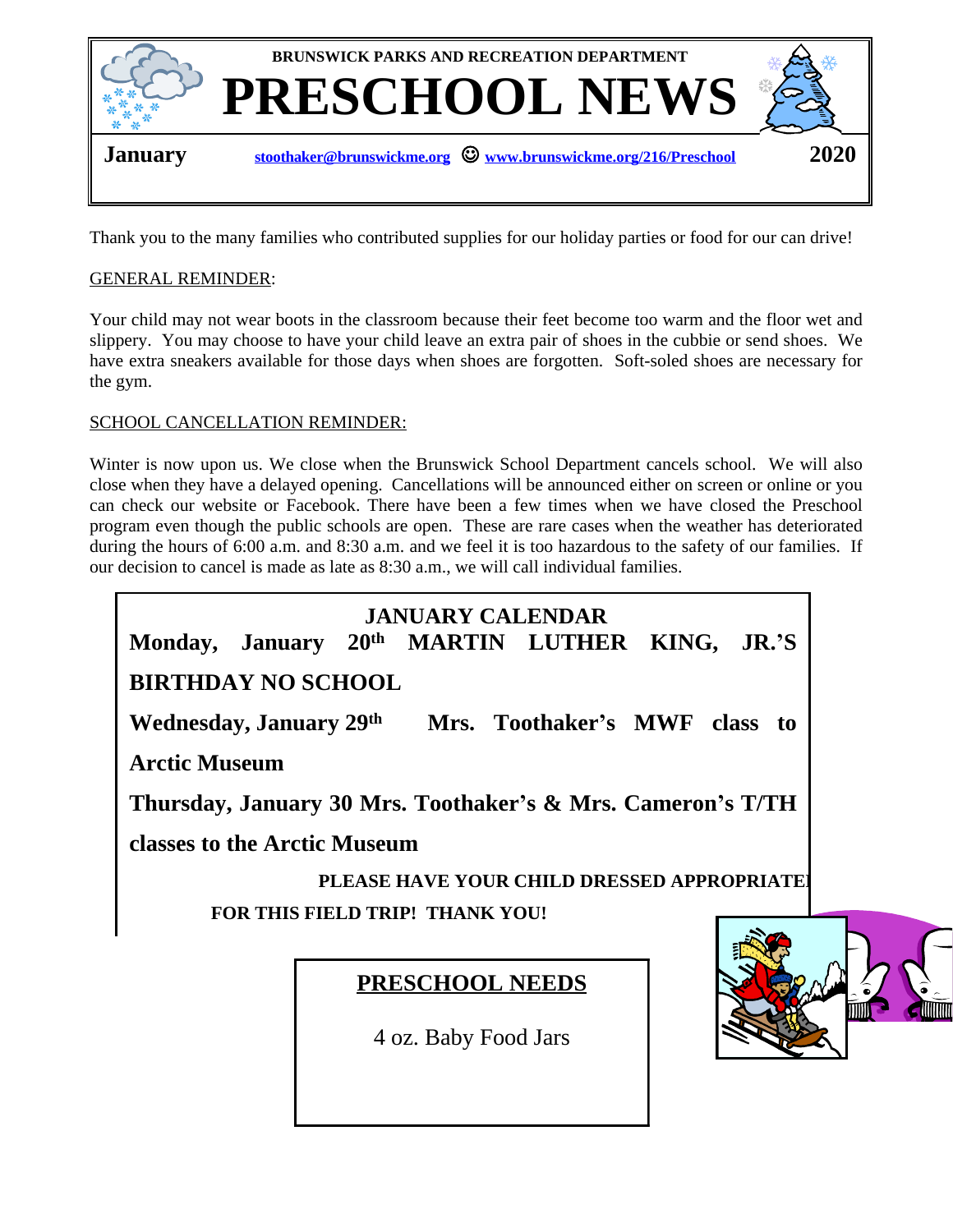BRUNSWICK PARKS AND RECREATION DEPARTMENT

# PRESCHOOL NEWS

**January** stoothaker@brunswickme.org ☺ www.brunswickme.org/216/Preschool **2020**

Thank you to the many families who contributed supplies for our holiday parties or food for our can drive!

GENERAL REMINDER:

Your child may not wear boots in the classroom because their feet become too warm and the floor wet and slippery. You may choose to have your child leave an extra pair of shoes in the cubbie or send shoes. We have extra sneakers available for those days when shoes are forgotten. Soft-soled shoes are necessary for the gym.

SCHOOL CANCELLATION REMINDER:

Winter is now upon us. We close when the Brunswick School Department cancels school. We will also close when they have a delayed opening. Cancellations will be announced either on screen or online or you can check our website or Facebook. There have been a few times when we have closed the Preschool program even though the public schools are open. These are rare cases when the weather has deteriorated during the hours of 6:00 a.m. and 8:30 a.m. and we feel it is too hazardous to the safety of our families. If our decision to cancel is made as late as 8:30 a.m., we will call individual families.

## JANUARY CALENDAR

**Monday, January 20th MARTIN LUTHER KING, JR.'S BIRTHDAY NO SCHOOL**

**Wednesday, January 29th Mrs. Toothaker's MWF class to Arctic Museum**

**Thursday, January 30 Mrs. Toothaker's & Mrs. Cameron's T/TH classes to the Arctic Museum**

**PLEASE HAVE YOUR CHILD DRESSED APPROPRIATELY FOR THIS FIELD TRIP! THANK YOU!**

## PRESCHOOL NEEDS

4 oz. Baby Food Jars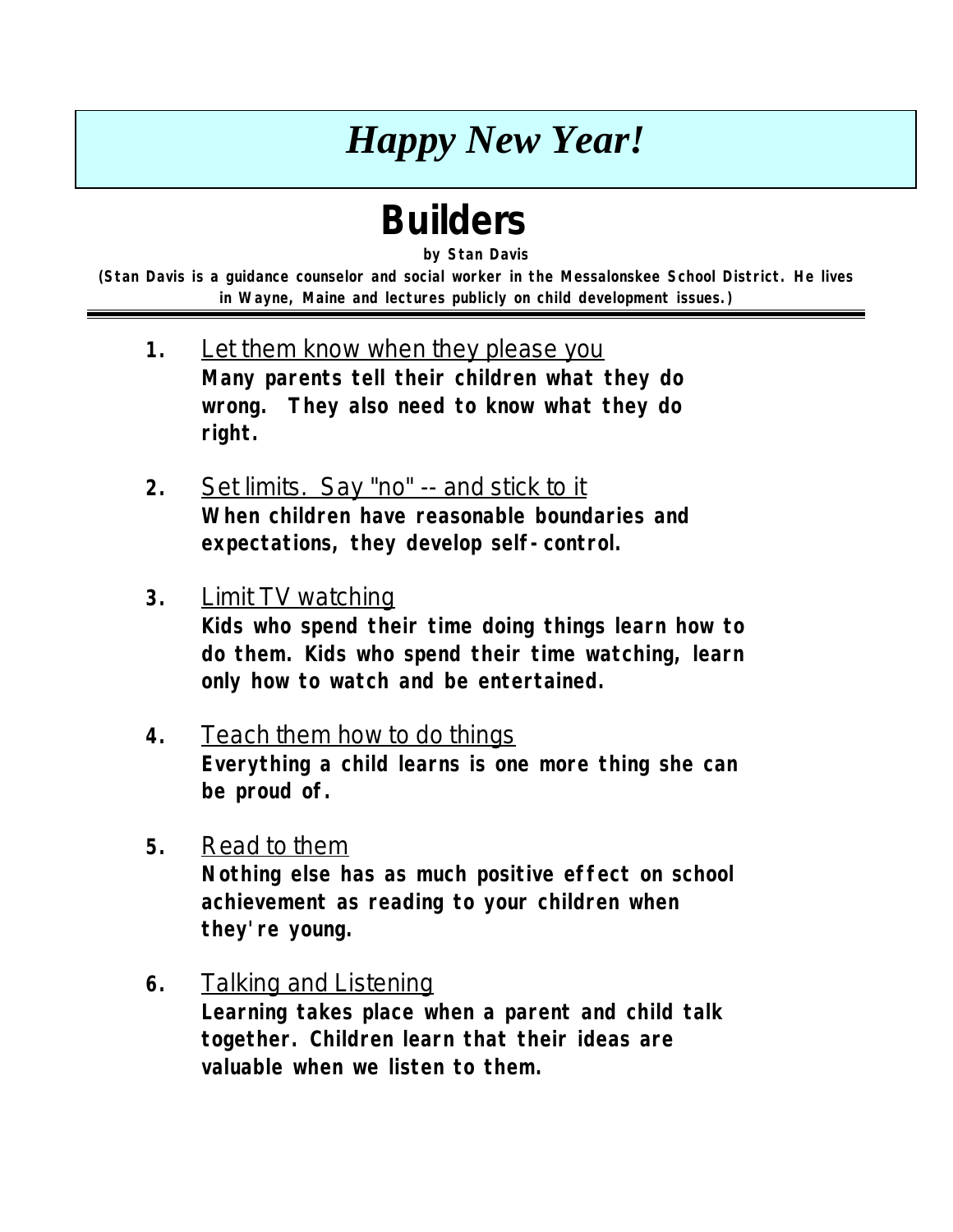# *Happy New Year!*

## Builders

**by Stan Davis**

**(Stan Davis is a guidance counselor and social worker in the Messalonskee School District. He lives in Wayne, Maine and lectures publicly on child development issues.)**

---

1. <u>Let them know when they please you</u>
   **Many parents tell their children what they do wrong. They also need to know what they do right.**

2. <u>Set limits. Say "no" -- and stick to it</u>
   **When children have reasonable boundaries and expectations, they develop self-control.**

3. <u>Limit TV watching</u>
   **Kids who spend their time doing things learn how to do them. Kids who spend their time watching, learn only how to watch and be entertained.**

4. <u>Teach them how to do things</u>
   **Everything a child learns is one more thing she can be proud of.**

5. <u>Read to them</u>
   **Nothing else has as much positive effect on school achievement as reading to your children when they're young.**

6. <u>Talking and Listening</u>
   **Learning takes place when a parent and child talk together. Children learn that their ideas are valuable when we listen to them.**